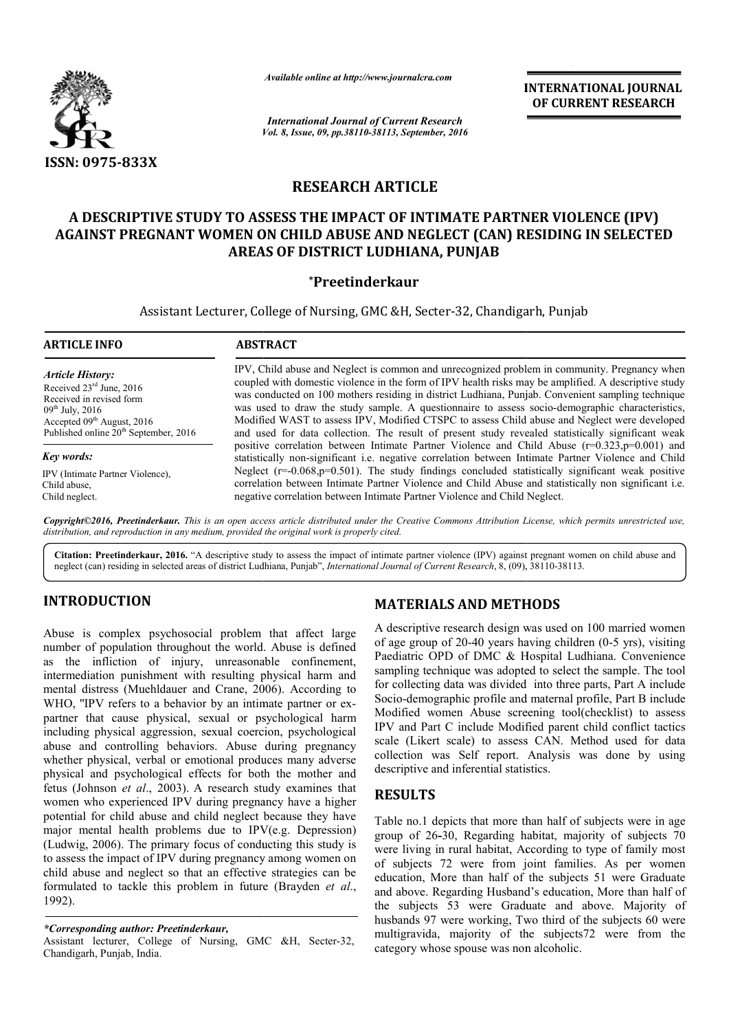ISSN: 0975-833X

*Available online at http://www.journalcra.com*

*International Journal of Current Research*
*Vol. 8, Issue, 09, pp.38110-38113, September, 2016*

**INTERNATIONAL JOURNAL OF CURRENT RESEARCH**

## RESEARCH ARTICLE

# A DESCRIPTIVE STUDY TO ASSESS THE IMPACT OF INTIMATE PARTNER VIOLENCE (IPV) AGAINST PREGNANT WOMEN ON CHILD ABUSE AND NEGLECT (CAN) RESIDING IN SELECTED AREAS OF DISTRICT LUDHIANA, PUNJAB

**\*Preetinderkaur**

Assistant Lecturer, College of Nursing, GMC &H, Secter-32, Chandigarh, Punjab

**ARTICLE INFO**

*Article History:*
Received 23rd June, 2016
Received in revised form
09th July, 2016
Accepted 09th August, 2016
Published online 20th September, 2016

*Key words:*
IPV (Intimate Partner Violence),
Child abuse,
Child neglect.

**ABSTRACT**

IPV, Child abuse and Neglect is common and unrecognized problem in community. Pregnancy when coupled with domestic violence in the form of IPV health risks may be amplified. A descriptive study was conducted on 100 mothers residing in district Ludhiana, Punjab. Convenient sampling technique was used to draw the study sample. A questionnaire to assess socio-demographic characteristics, Modified WAST to assess IPV, Modified CTSPC to assess Child abuse and Neglect were developed and used for data collection. The result of present study revealed statistically significant weak positive correlation between Intimate Partner Violence and Child Abuse (r=0.323,p=0.001) and statistically non-significant i.e. negative correlation between Intimate Partner Violence and Child Neglect (r=-0.068,p=0.501). The study findings concluded statistically significant weak positive correlation between Intimate Partner Violence and Child Abuse and statistically non significant i.e. negative correlation between Intimate Partner Violence and Child Neglect.

*Copyright©2016, Preetinderkaur. This is an open access article distributed under the Creative Commons Attribution License, which permits unrestricted use, distribution, and reproduction in any medium, provided the original work is properly cited.*

**Citation: Preetinderkaur, 2016.** "A descriptive study to assess the impact of intimate partner violence (IPV) against pregnant women on child abuse and neglect (can) residing in selected areas of district Ludhiana, Punjab", *International Journal of Current Research*, 8, (09), 38110-38113.

## INTRODUCTION

Abuse is complex psychosocial problem that affect large number of population throughout the world. Abuse is defined as the infliction of injury, unreasonable confinement, intermediation punishment with resulting physical harm and mental distress (Muehldauer and Crane, 2006). According to WHO, "IPV refers to a behavior by an intimate partner or ex-partner that cause physical, sexual or psychological harm including physical aggression, sexual coercion, psychological abuse and controlling behaviors. Abuse during pregnancy whether physical, verbal or emotional produces many adverse physical and psychological effects for both the mother and fetus (Johnson *et al*., 2003). A research study examines that women who experienced IPV during pregnancy have a higher potential for child abuse and child neglect because they have major mental health problems due to IPV(e.g. Depression) (Ludwig, 2006). The primary focus of conducting this study is to assess the impact of IPV during pregnancy among women on child abuse and neglect so that an effective strategies can be formulated to tackle this problem in future (Brayden *et al*., 1992).

*\*Corresponding author: Preetinderkaur,*
Assistant lecturer, College of Nursing, GMC &H, Secter-32, Chandigarh, Punjab, India.

## MATERIALS AND METHODS

A descriptive research design was used on 100 married women of age group of 20-40 years having children (0-5 yrs), visiting Paediatric OPD of DMC & Hospital Ludhiana. Convenience sampling technique was adopted to select the sample. The tool for collecting data was divided into three parts, Part A include Socio-demographic profile and maternal profile, Part B include Modified women Abuse screening tool(checklist) to assess IPV and Part C include Modified parent child conflict tactics scale (Likert scale) to assess CAN. Method used for data collection was Self report. Analysis was done by using descriptive and inferential statistics.

## RESULTS

Table no.1 depicts that more than half of subjects were in age group of 26-30, Regarding habitat, majority of subjects 70 were living in rural habitat, According to type of family most of subjects 72 were from joint families. As per women education, More than half of the subjects 51 were Graduate and above. Regarding Husband's education, More than half of the subjects 53 were Graduate and above. Majority of husbands 97 were working, Two third of the subjects 60 were multigravida, majority of the subjects72 were from the category whose spouse was non alcoholic.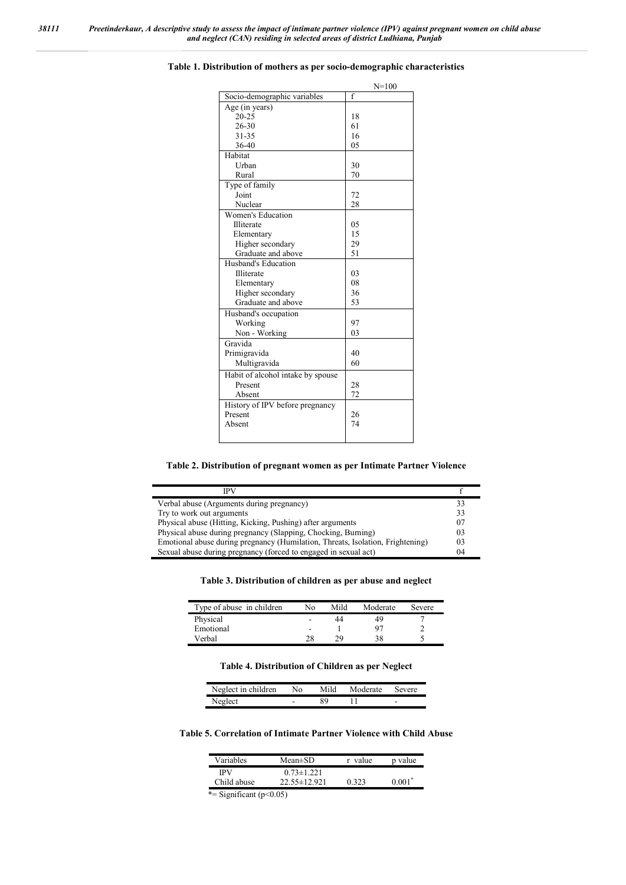**Table 1. Distribution of mothers as per socio-demographic characteristics**

N=100

| Socio-demographic variables | f |
|---|---|
| Age (in years) | |
| 20-25 | 18 |
| 26-30 | 61 |
| 31-35 | 16 |
| 36-40 | 05 |
| Habitat | |
| Urban | 30 |
| Rural | 70 |
| Type of family | |
| Joint | 72 |
| Nuclear | 28 |
| Women's Education | |
| Illiterate | 05 |
| Elementary | 15 |
| Higher secondary | 29 |
| Graduate and above | 51 |
| Husband's Education | |
| Illiterate | 03 |
| Elementary | 08 |
| Higher secondary | 36 |
| Graduate and above | 53 |
| Husband's occupation | |
| Working | 97 |
| Non - Working | 03 |
| Gravida | |
| Primigravida | 40 |
| Multigravida | 60 |
| Habit of alcohol intake by spouse | |
| Present | 28 |
| Absent | 72 |
| History of IPV before pregnancy | |
| Present | 26 |
| Absent | 74 |

**Table 2. Distribution of pregnant women as per Intimate Partner Violence**

| IPV | f |
|---|---|
| Verbal abuse (Arguments during pregnancy) | 33 |
| Try to work out arguments | 33 |
| Physical abuse (Hitting, Kicking, Pushing) after arguments | 07 |
| Physical abuse during pregnancy (Slapping, Chocking, Burning) | 03 |
| Emotional abuse during pregnancy (Humilation, Threats, Isolation, Frightening) | 03 |
| Sexual abuse during pregnancy (forced to engaged in sexual act) | 04 |

**Table 3. Distribution of children as per abuse and neglect**

| Type of abuse in children | No | Mild | Moderate | Severe |
|---|---|---|---|---|
| Physical | - | 44 | 49 | 7 |
| Emotional | - | 1 | 97 | 2 |
| Verbal | 28 | 29 | 38 | 5 |

**Table 4. Distribution of Children as per Neglect**

| Neglect in children | No | Mild | Moderate | Severe |
|---|---|---|---|---|
| Neglect | - | 89 | 11 | - |

**Table 5. Correlation of Intimate Partner Violence with Child Abuse**

| Variables | Mean±SD | r value | p value |
|---|---|---|---|
| IPV | 0.73±1.221 | | |
| Child abuse | 22.55±12.921 | 0.323 | 0.001* |

*= Significant ($p<0.05$)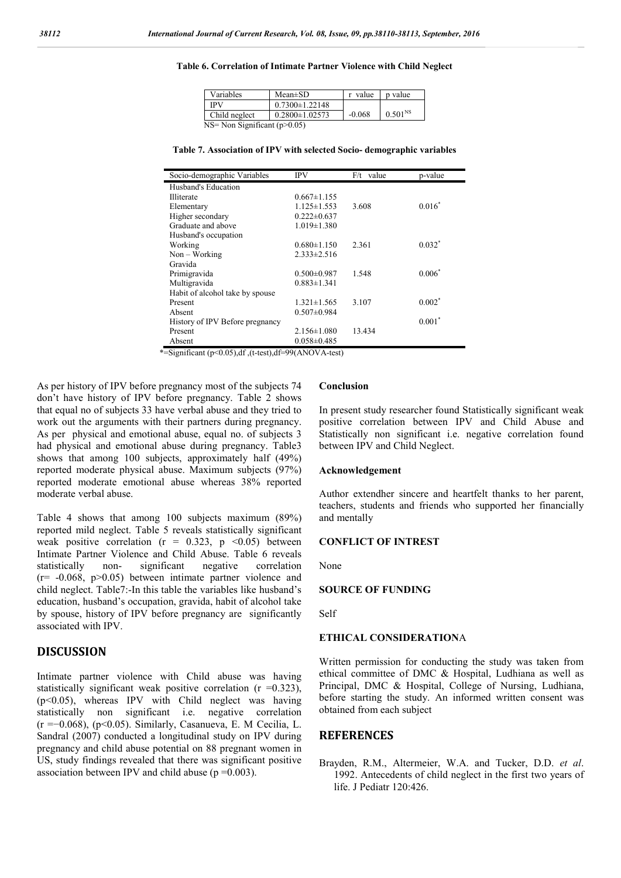**Table 6. Correlation of Intimate Partner Violence with Child Neglect**

| Variables | Mean±SD | r value | p value |
|---|---|---|---|
| IPV | 0.7300±1.22148 | | |
| Child neglect | 0.2800±1.02573 | -0.068 | 0.501[NS] |

NS= Non Significant (p>0.05)

**Table 7. Association of IPV with selected Socio- demographic variables**

| Socio-demographic Variables | IPV | F/t value | p-value |
|---|---|---|---|
| Husband's Education | | | |
| Illiterate | 0.667±1.155 | | |
| Elementary | 1.125±1.553 | 3.608 | 0.016* |
| Higher secondary | 0.222±0.637 | | |
| Graduate and above | 1.019±1.380 | | |
| Husband's occupation | | | |
| Working | 0.680±1.150 | 2.361 | 0.032* |
| Non – Working | 2.333±2.516 | | |
| Gravida | | | |
| Primigravida | 0.500±0.987 | 1.548 | 0.006* |
| Multigravida | 0.883±1.341 | | |
| Habit of alcohol take by spouse | | | |
| Present | 1.321±1.565 | 3.107 | 0.002* |
| Absent | 0.507±0.984 | | |
| History of IPV Before pregnancy | | | 0.001* |
| Present | 2.156±1.080 | 13.434 | |
| Absent | 0.058±0.485 | | |

*=Significant (p<0.05),df ,(t-test),df=99(ANOVA-test)

As per history of IPV before pregnancy most of the subjects 74 don't have history of IPV before pregnancy. Table 2 shows that equal no of subjects 33 have verbal abuse and they tried to work out the arguments with their partners during pregnancy. As per physical and emotional abuse, equal no. of subjects 3 had physical and emotional abuse during pregnancy. Table3 shows that among 100 subjects, approximately half (49%) reported moderate physical abuse. Maximum subjects (97%) reported moderate emotional abuse whereas 38% reported moderate verbal abuse.

Table 4 shows that among 100 subjects maximum (89%) reported mild neglect. Table 5 reveals statistically significant weak positive correlation ($r = 0.323$, $p < 0.05$) between Intimate Partner Violence and Child Abuse. Table 6 reveals statistically non- significant negative correlation ($r = -0.068$, $p > 0.05$) between intimate partner violence and child neglect. Table7:-In this table the variables like husband's education, husband's occupation, gravida, habit of alcohol take by spouse, history of IPV before pregnancy are significantly associated with IPV.

## DISCUSSION

Intimate partner violence with Child abuse was having statistically significant weak positive correlation ($r = 0.323$), ($p < 0.05$), whereas IPV with Child neglect was having statistically non significant i.e. negative correlation ($r = -0.068$), ($p < 0.05$). Similarly, Casanueva, E. M Cecilia, L. Sandral (2007) conducted a longitudinal study on IPV during pregnancy and child abuse potential on 88 pregnant women in US, study findings revealed that there was significant positive association between IPV and child abuse ($p = 0.003$).

### Conclusion

In present study researcher found Statistically significant weak positive correlation between IPV and Child Abuse and Statistically non significant i.e. negative correlation found between IPV and Child Neglect.

### Acknowledgement

Author extendher sincere and heartfelt thanks to her parent, teachers, students and friends who supported her financially and mentally

### CONFLICT OF INTREST

None

### SOURCE OF FUNDING

Self

### ETHICAL CONSIDERATIONA

Written permission for conducting the study was taken from ethical committee of DMC & Hospital, Ludhiana as well as Principal, DMC & Hospital, College of Nursing, Ludhiana, before starting the study. An informed written consent was obtained from each subject

## REFERENCES

Brayden, R.M., Altermeier, W.A. and Tucker, D.D. *et al*. 1992. Antecedents of child neglect in the first two years of life. J Pediatr 120:426.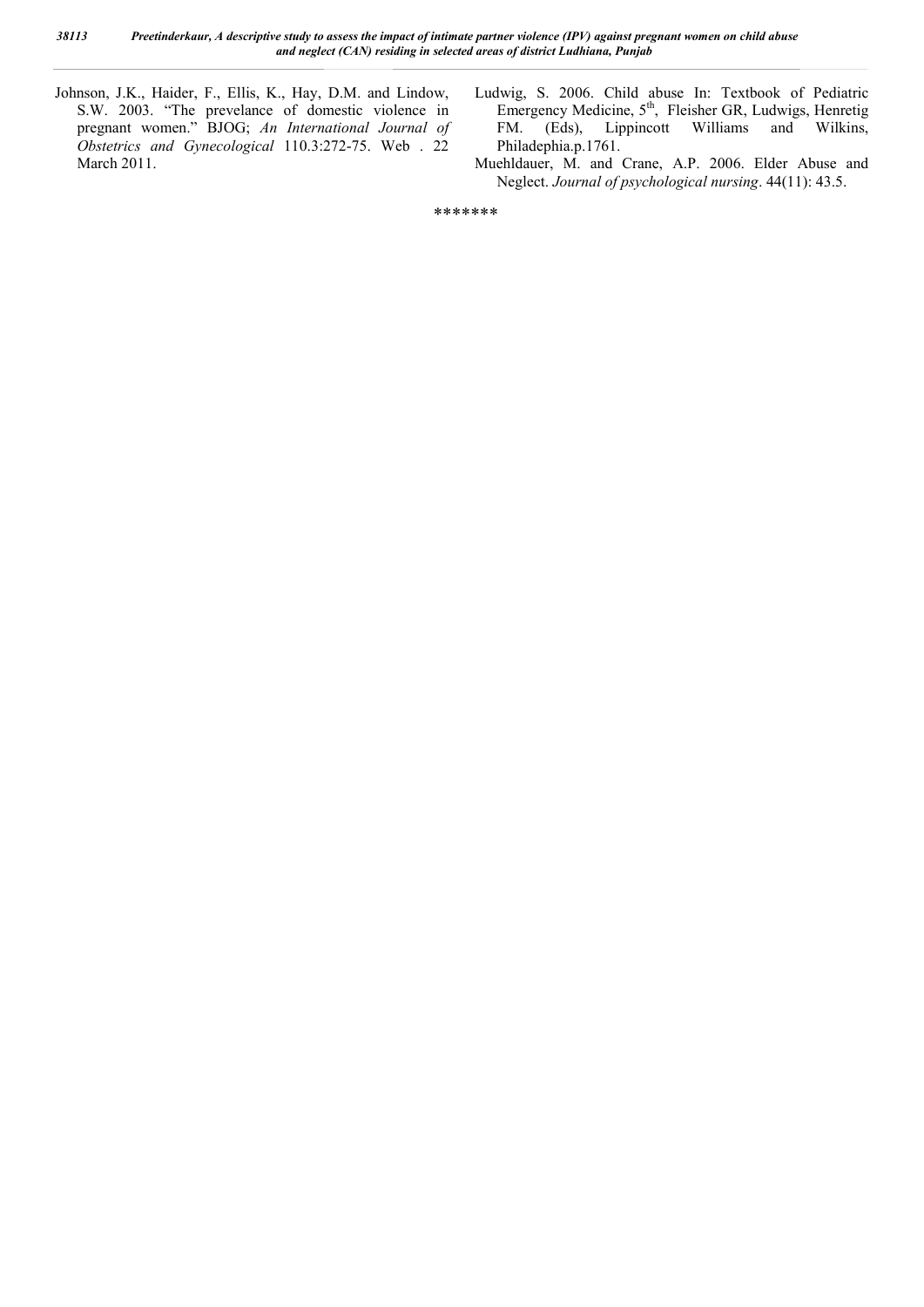Johnson, J.K., Haider, F., Ellis, K., Hay, D.M. and Lindow, S.W. 2003. "The prevelance of domestic violence in pregnant women." BJOG; *An International Journal of Obstetrics and Gynecological* 110.3:272-75. Web . 22 March 2011.

Ludwig, S. 2006. Child abuse In: Textbook of Pediatric Emergency Medicine, 5th, Fleisher GR, Ludwigs, Henretig FM. (Eds), Lippincott Williams and Wilkins, Philadephia.p.1761.

Muehldauer, M. and Crane, A.P. 2006. Elder Abuse and Neglect. *Journal of psychological nursing*. 44(11): 43.5.

*******